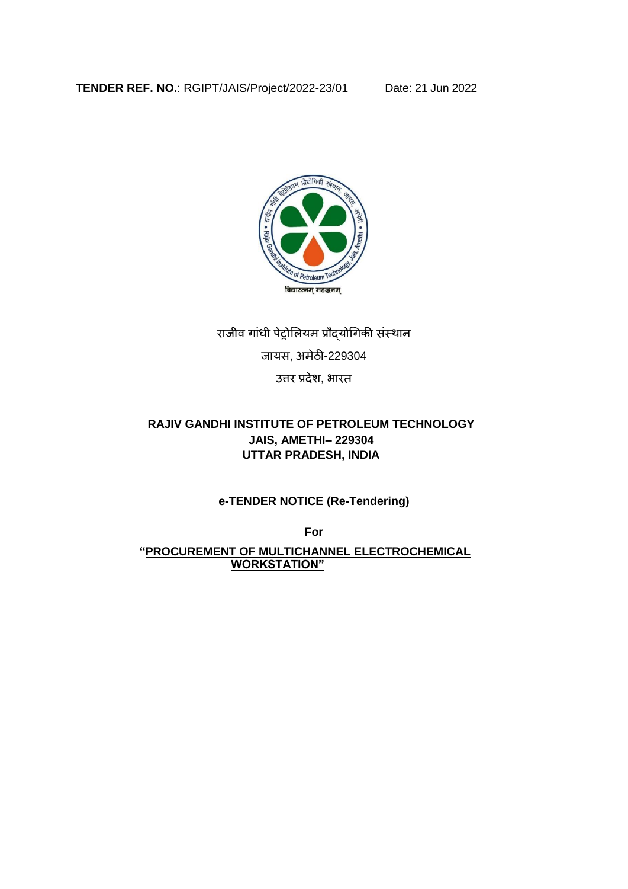**TENDER REF. NO.**: RGIPT/JAIS/Project/2022-23/01 Date: 21 Jun 2022

राजीव गांधी पेट्रोलियम प्रौद्योगिकी संस्थान

जायस, अमेठी-229304

उत्तर प्रदेश, भारत

**RAJIV GANDHI INSTITUTE OF PETROLEUM TECHNOLOGY**
**JAIS, AMETHI– 229304**
**UTTAR PRADESH, INDIA**

**e-TENDER NOTICE (Re-Tendering)**

**For**

**"PROCUREMENT OF MULTICHANNEL ELECTROCHEMICAL WORKSTATION"**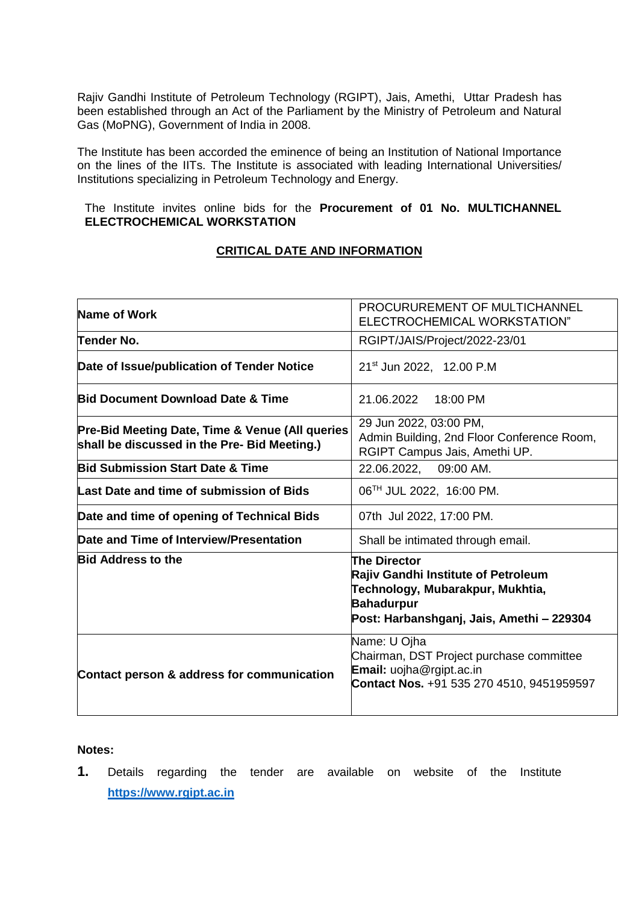Rajiv Gandhi Institute of Petroleum Technology (RGIPT), Jais, Amethi, Uttar Pradesh has been established through an Act of the Parliament by the Ministry of Petroleum and Natural Gas (MoPNG), Government of India in 2008.

The Institute has been accorded the eminence of being an Institution of National Importance on the lines of the IITs. The Institute is associated with leading International Universities/ Institutions specializing in Petroleum Technology and Energy.

The Institute invites online bids for the **Procurement of 01 No. MULTICHANNEL ELECTROCHEMICAL WORKSTATION**

## CRITICAL DATE AND INFORMATION

| | |
|---|---|
| **Name of Work** | PROCUREMENT OF MULTICHANNEL ELECTROCHEMICAL WORKSTATION" |
| **Tender No.** | RGIPT/JAIS/Project/2022-23/01 |
| **Date of Issue/publication of Tender Notice** | 21st Jun 2022, 12.00 P.M |
| **Bid Document Download Date & Time** | 21.06.2022 18:00 PM |
| **Pre-Bid Meeting Date, Time & Venue (All queries shall be discussed in the Pre- Bid Meeting.)** | 29 Jun 2022, 03:00 PM, Admin Building, 2nd Floor Conference Room, RGIPT Campus Jais, Amethi UP. |
| **Bid Submission Start Date & Time** | 22.06.2022, 09:00 AM. |
| **Last Date and time of submission of Bids** | 06TH JUL 2022, 16:00 PM. |
| **Date and time of opening of Technical Bids** | 07th Jul 2022, 17:00 PM. |
| **Date and Time of Interview/Presentation** | Shall be intimated through email. |
| **Bid Address to the** | **The Director**<br>**Rajiv Gandhi Institute of Petroleum Technology, Mubarakpur, Mukhtia, Bahadurpur**<br>**Post: Harbanshganj, Jais, Amethi – 229304** |
| **Contact person & address for communication** | Name: U Ojha<br>Chairman, DST Project purchase committee<br>**Email:** uojha@rgipt.ac.in<br>**Contact Nos.** +91 535 270 4510, 9451959597 |

**Notes:**

1. Details regarding the tender are available on website of the Institute **https://www.rgipt.ac.in**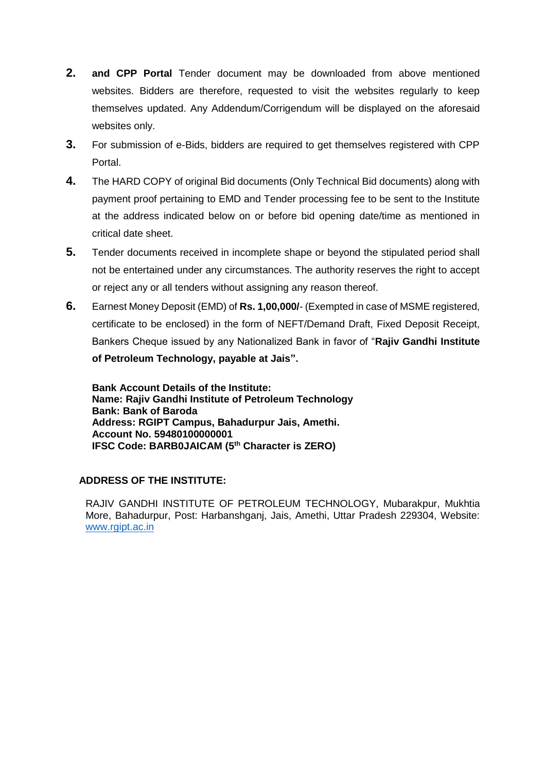2. **and CPP Portal** Tender document may be downloaded from above mentioned websites. Bidders are therefore, requested to visit the websites regularly to keep themselves updated. Any Addendum/Corrigendum will be displayed on the aforesaid websites only.
3. For submission of e-Bids, bidders are required to get themselves registered with CPP Portal.
4. The HARD COPY of original Bid documents (Only Technical Bid documents) along with payment proof pertaining to EMD and Tender processing fee to be sent to the Institute at the address indicated below on or before bid opening date/time as mentioned in critical date sheet.
5. Tender documents received in incomplete shape or beyond the stipulated period shall not be entertained under any circumstances. The authority reserves the right to accept or reject any or all tenders without assigning any reason thereof.
6. Earnest Money Deposit (EMD) of **Rs. 1,00,000/**- (Exempted in case of MSME registered, certificate to be enclosed) in the form of NEFT/Demand Draft, Fixed Deposit Receipt, Bankers Cheque issued by any Nationalized Bank in favor of "**Rajiv Gandhi Institute of Petroleum Technology, payable at Jais".**

   **Bank Account Details of the Institute:**
   **Name: Rajiv Gandhi Institute of Petroleum Technology**
   **Bank: Bank of Baroda**
   **Address: RGIPT Campus, Bahadurpur Jais, Amethi.**
   **Account No. 59480100000001**
   **IFSC Code: BARB0JAICAM (5th Character is ZERO)**

**ADDRESS OF THE INSTITUTE:**

RAJIV GANDHI INSTITUTE OF PETROLEUM TECHNOLOGY, Mubarakpur, Mukhtia More, Bahadurpur, Post: Harbanshganj, Jais, Amethi, Uttar Pradesh 229304, Website: www.rgipt.ac.in